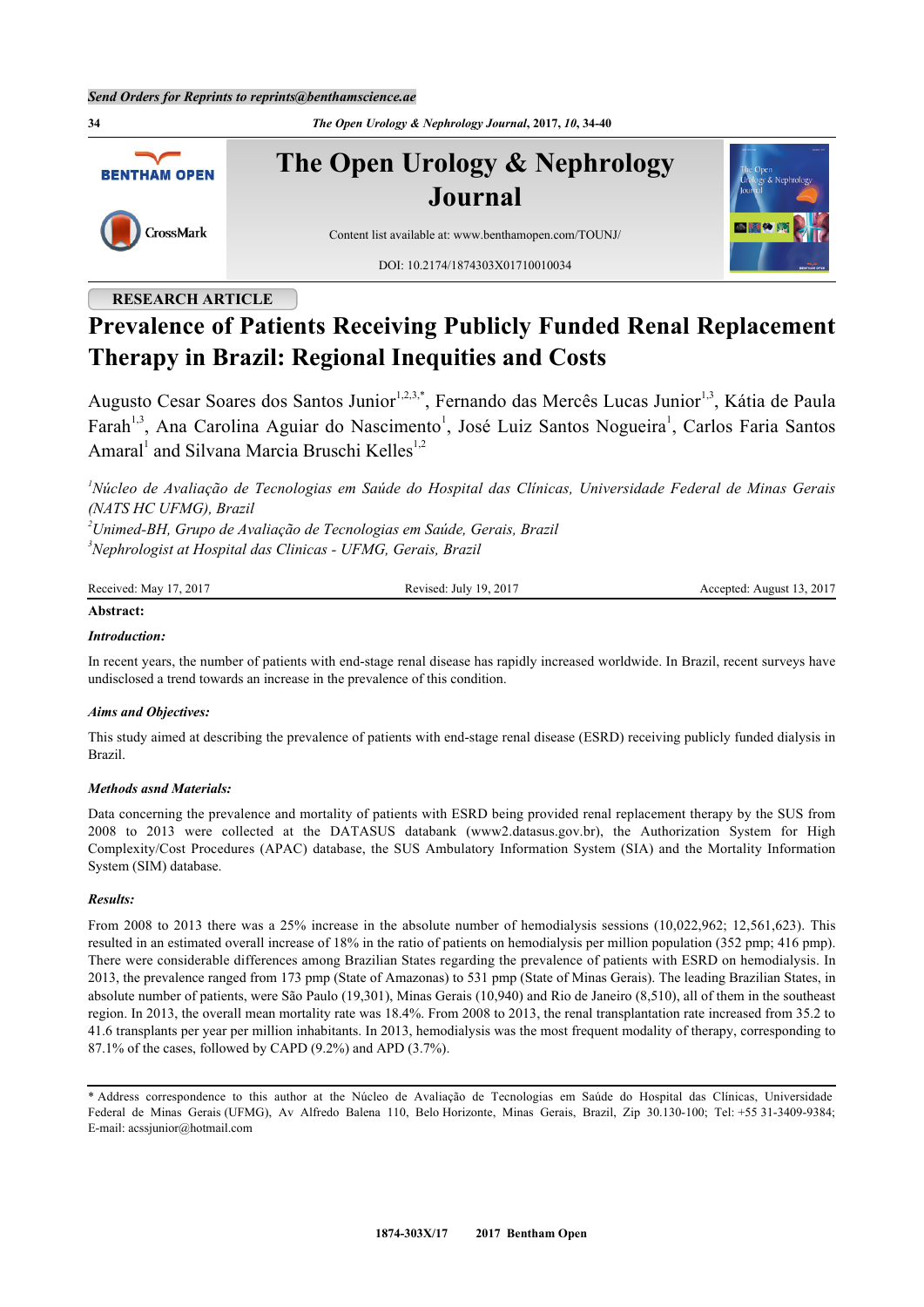RESEARCH ARTICLE

# Prevalence of Patients Receiving Publicly Funded Renal Replacement Therapy in Brazil: Regional Inequities and Costs

Augusto Cesar Soares dos Santos Junior[1,2,3,*], Fernando das Mercês Lucas Junior[1,3], Kátia de Paula Farah[1,3], Ana Carolina Aguiar do Nascimento[1], José Luiz Santos Nogueira[1], Carlos Faria Santos Amaral[1] and Silvana Marcia Bruschi Kelles[1,2]

*[1]Núcleo de Avaliação de Tecnologias em Saúde do Hospital das Clínicas, Universidade Federal de Minas Gerais (NATS HC UFMG), Brazil*
*[2]Unimed-BH, Grupo de Avaliação de Tecnologias em Saúde, Gerais, Brazil*
*[3]Nephrologist at Hospital das Clinicas - UFMG, Gerais, Brazil*

Received: May 17, 2017 Revised: July 19, 2017 Accepted: August 13, 2017

**Abstract:**

***Introduction:***

In recent years, the number of patients with end-stage renal disease has rapidly increased worldwide. In Brazil, recent surveys have undisclosed a trend towards an increase in the prevalence of this condition.

***Aims and Objectives:***

This study aimed at describing the prevalence of patients with end-stage renal disease (ESRD) receiving publicly funded dialysis in Brazil.

***Methods asnd Materials:***

Data concerning the prevalence and mortality of patients with ESRD being provided renal replacement therapy by the SUS from 2008 to 2013 were collected at the DATASUS databank (www2.datasus.gov.br), the Authorization System for High Complexity/Cost Procedures (APAC) database, the SUS Ambulatory Information System (SIA) and the Mortality Information System (SIM) database.

***Results:***

From 2008 to 2013 there was a 25% increase in the absolute number of hemodialysis sessions (10,022,962; 12,561,623). This resulted in an estimated overall increase of 18% in the ratio of patients on hemodialysis per million population (352 pmp; 416 pmp). There were considerable differences among Brazilian States regarding the prevalence of patients with ESRD on hemodialysis. In 2013, the prevalence ranged from 173 pmp (State of Amazonas) to 531 pmp (State of Minas Gerais). The leading Brazilian States, in absolute number of patients, were São Paulo (19,301), Minas Gerais (10,940) and Rio de Janeiro (8,510), all of them in the southeast region. In 2013, the overall mean mortality rate was 18.4%. From 2008 to 2013, the renal transplantation rate increased from 35.2 to 41.6 transplants per year per million inhabitants. In 2013, hemodialysis was the most frequent modality of therapy, corresponding to 87.1% of the cases, followed by CAPD (9.2%) and APD (3.7%).

\* Address correspondence to this author at the Núcleo de Avaliação de Tecnologias em Saúde do Hospital das Clínicas, Universidade Federal de Minas Gerais (UFMG), Av Alfredo Balena 110, Belo Horizonte, Minas Gerais, Brazil, Zip 30.130-100; Tel: +55 31-3409-9384; E-mail: acssjunior@hotmail.com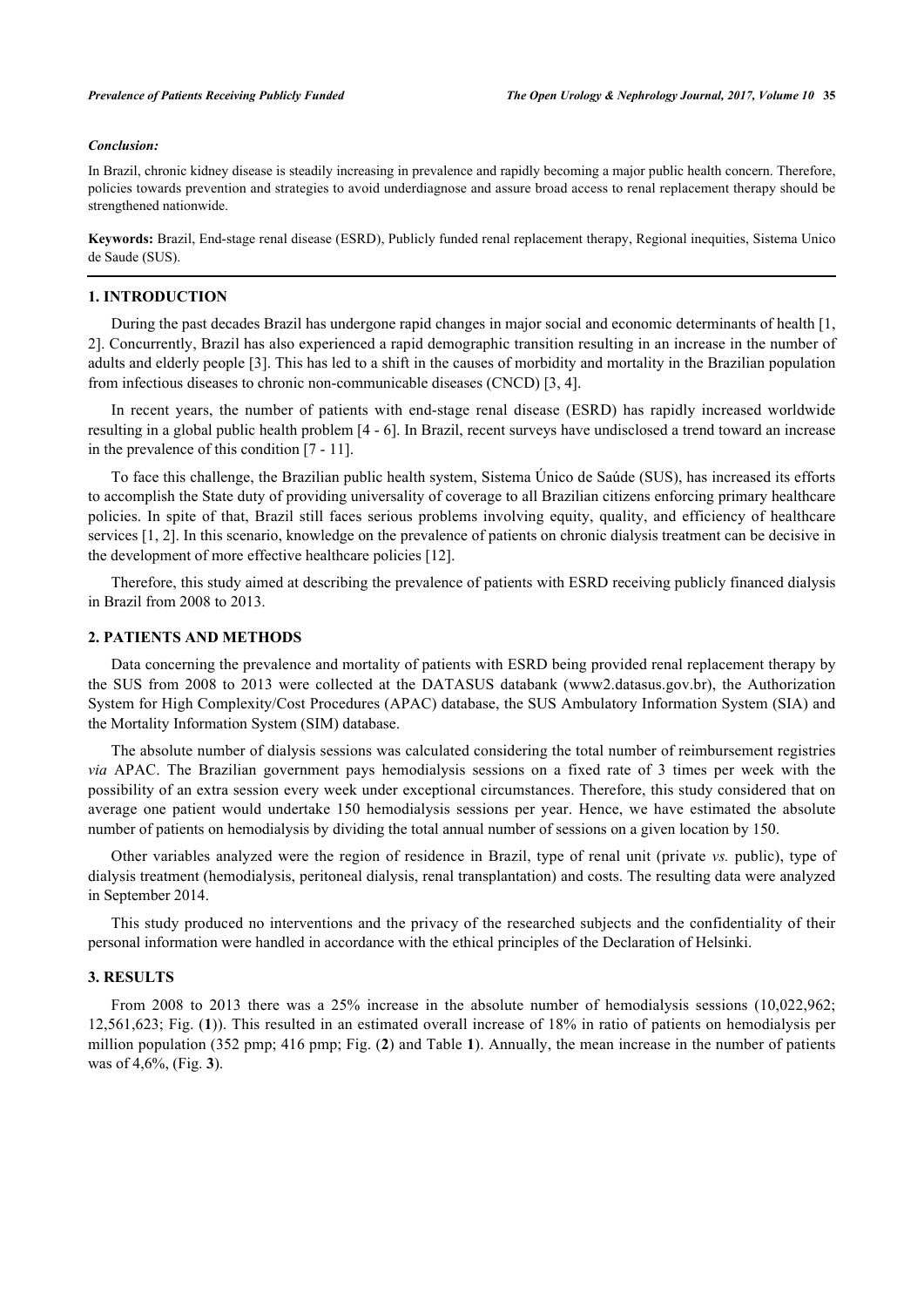*Conclusion:*

In Brazil, chronic kidney disease is steadily increasing in prevalence and rapidly becoming a major public health concern. Therefore, policies towards prevention and strategies to avoid underdiagnose and assure broad access to renal replacement therapy should be strengthened nationwide.

**Keywords:** Brazil, End-stage renal disease (ESRD), Publicly funded renal replacement therapy, Regional inequities, Sistema Unico de Saude (SUS).

## 1. INTRODUCTION

During the past decades Brazil has undergone rapid changes in major social and economic determinants of health [1, 2]. Concurrently, Brazil has also experienced a rapid demographic transition resulting in an increase in the number of adults and elderly people [3]. This has led to a shift in the causes of morbidity and mortality in the Brazilian population from infectious diseases to chronic non-communicable diseases (CNCD) [3, 4].

In recent years, the number of patients with end-stage renal disease (ESRD) has rapidly increased worldwide resulting in a global public health problem [4 - 6]. In Brazil, recent surveys have undisclosed a trend toward an increase in the prevalence of this condition [7 - 11].

To face this challenge, the Brazilian public health system, Sistema Único de Saúde (SUS), has increased its efforts to accomplish the State duty of providing universality of coverage to all Brazilian citizens enforcing primary healthcare policies. In spite of that, Brazil still faces serious problems involving equity, quality, and efficiency of healthcare services [1, 2]. In this scenario, knowledge on the prevalence of patients on chronic dialysis treatment can be decisive in the development of more effective healthcare policies [12].

Therefore, this study aimed at describing the prevalence of patients with ESRD receiving publicly financed dialysis in Brazil from 2008 to 2013.

## 2. PATIENTS AND METHODS

Data concerning the prevalence and mortality of patients with ESRD being provided renal replacement therapy by the SUS from 2008 to 2013 were collected at the DATASUS databank (www2.datasus.gov.br), the Authorization System for High Complexity/Cost Procedures (APAC) database, the SUS Ambulatory Information System (SIA) and the Mortality Information System (SIM) database.

The absolute number of dialysis sessions was calculated considering the total number of reimbursement registries *via* APAC. The Brazilian government pays hemodialysis sessions on a fixed rate of 3 times per week with the possibility of an extra session every week under exceptional circumstances. Therefore, this study considered that on average one patient would undertake 150 hemodialysis sessions per year. Hence, we have estimated the absolute number of patients on hemodialysis by dividing the total annual number of sessions on a given location by 150.

Other variables analyzed were the region of residence in Brazil, type of renal unit (private *vs.* public), type of dialysis treatment (hemodialysis, peritoneal dialysis, renal transplantation) and costs. The resulting data were analyzed in September 2014.

This study produced no interventions and the privacy of the researched subjects and the confidentiality of their personal information were handled in accordance with the ethical principles of the Declaration of Helsinki.

## 3. RESULTS

From 2008 to 2013 there was a 25% increase in the absolute number of hemodialysis sessions (10,022,962; 12,561,623; Fig. (**1**)). This resulted in an estimated overall increase of 18% in ratio of patients on hemodialysis per million population (352 pmp; 416 pmp; Fig. (**2**) and Table **1**). Annually, the mean increase in the number of patients was of 4,6%, (Fig. **3**).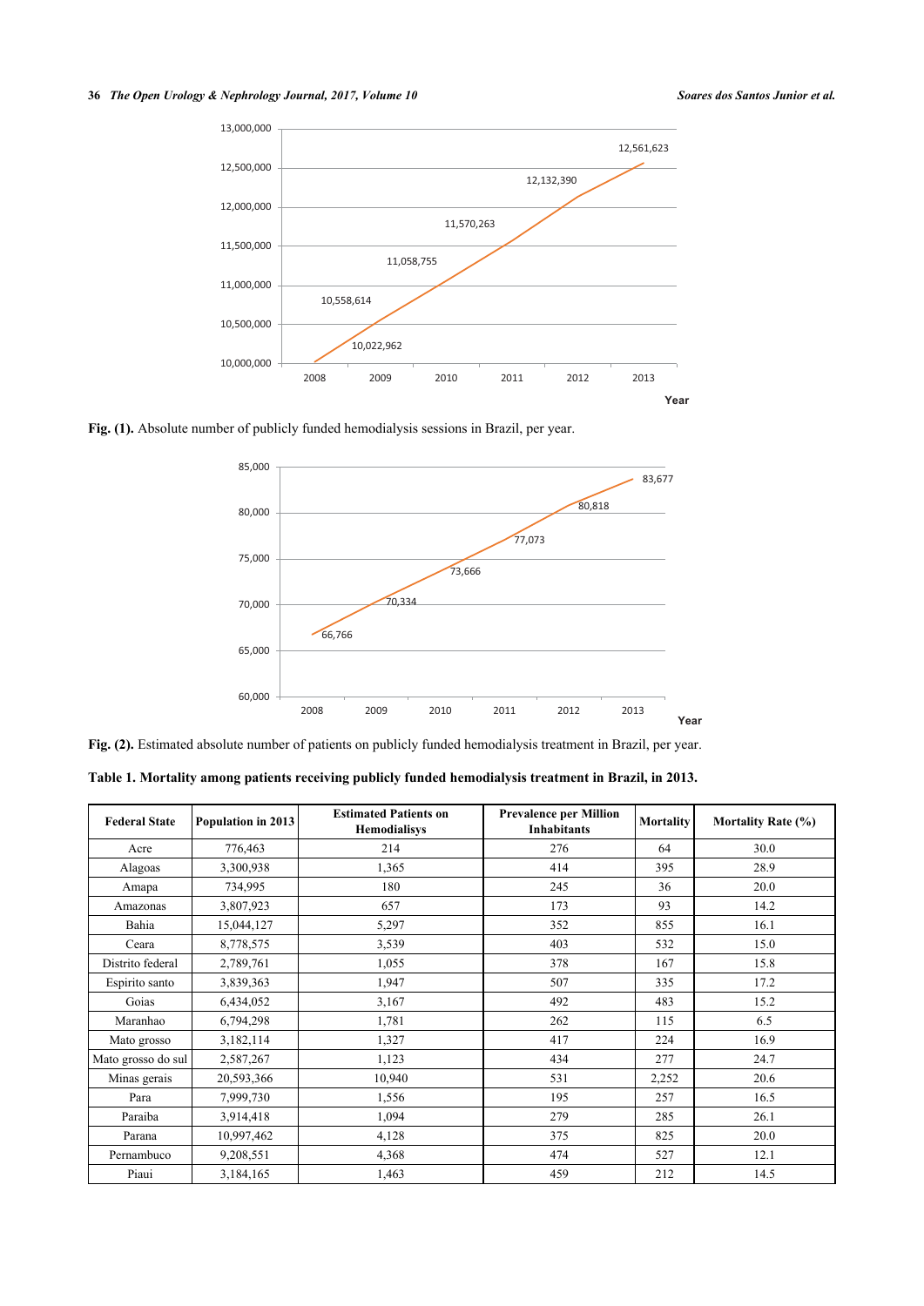**Fig. (1).** Absolute number of publicly funded hemodialysis sessions in Brazil, per year.

**Fig. (2).** Estimated absolute number of patients on publicly funded hemodialysis treatment in Brazil, per year.

**Table 1. Mortality among patients receiving publicly funded hemodialysis treatment in Brazil, in 2013.**

| Federal State | Population in 2013 | Estimated Patients on Hemodialisys | Prevalence per Million Inhabitants | Mortality | Mortality Rate (%) |
|---|---|---|---|---|---|
| Acre | 776,463 | 214 | 276 | 64 | 30.0 |
| Alagoas | 3,300,938 | 1,365 | 414 | 395 | 28.9 |
| Amapa | 734,995 | 180 | 245 | 36 | 20.0 |
| Amazonas | 3,807,923 | 657 | 173 | 93 | 14.2 |
| Bahia | 15,044,127 | 5,297 | 352 | 855 | 16.1 |
| Ceara | 8,778,575 | 3,539 | 403 | 532 | 15.0 |
| Distrito federal | 2,789,761 | 1,055 | 378 | 167 | 15.8 |
| Espirito santo | 3,839,363 | 1,947 | 507 | 335 | 17.2 |
| Goias | 6,434,052 | 3,167 | 492 | 483 | 15.2 |
| Maranhao | 6,794,298 | 1,781 | 262 | 115 | 6.5 |
| Mato grosso | 3,182,114 | 1,327 | 417 | 224 | 16.9 |
| Mato grosso do sul | 2,587,267 | 1,123 | 434 | 277 | 24.7 |
| Minas gerais | 20,593,366 | 10,940 | 531 | 2,252 | 20.6 |
| Para | 7,999,730 | 1,556 | 195 | 257 | 16.5 |
| Paraiba | 3,914,418 | 1,094 | 279 | 285 | 26.1 |
| Parana | 10,997,462 | 4,128 | 375 | 825 | 20.0 |
| Pernambuco | 9,208,551 | 4,368 | 474 | 527 | 12.1 |
| Piaui | 3,184,165 | 1,463 | 459 | 212 | 14.5 |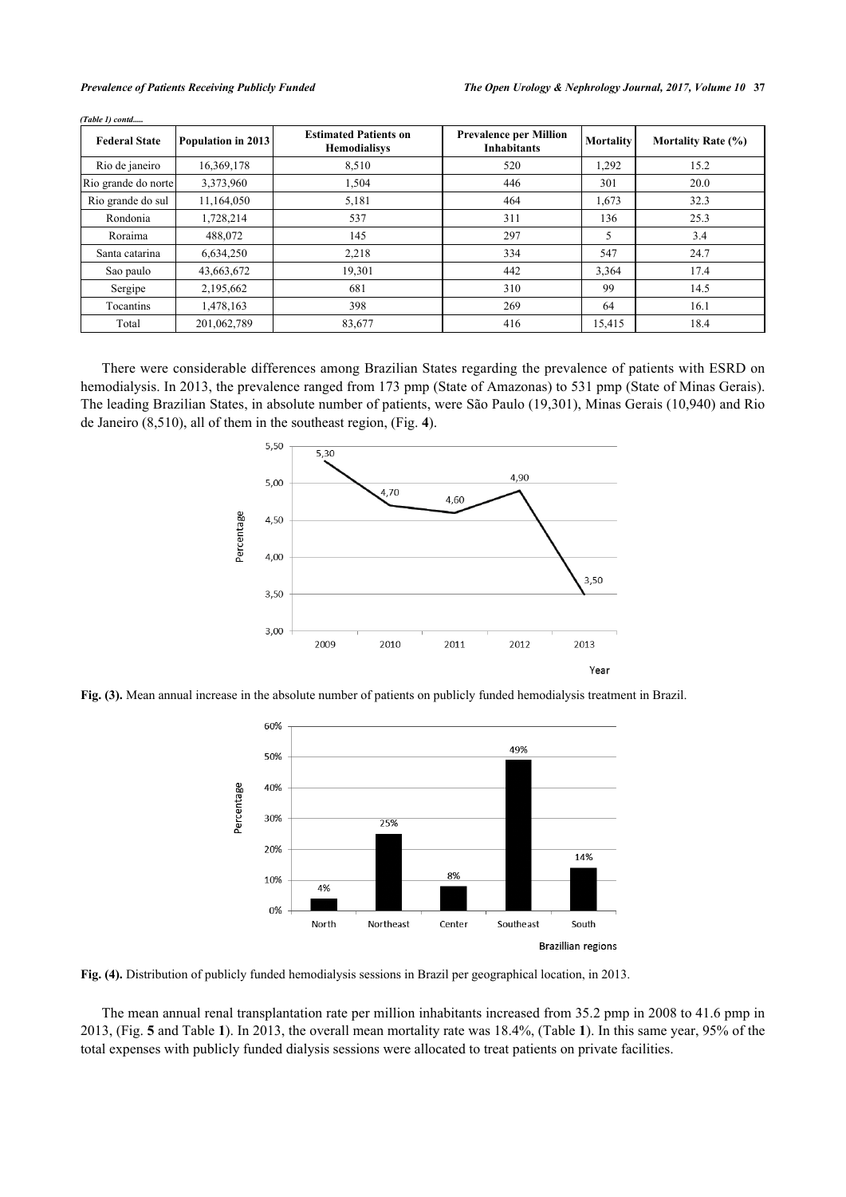*(Table 1) contd.....*

| Federal State | Population in 2013 | Estimated Patients on Hemodialisys | Prevalence per Million Inhabitants | Mortality | Mortality Rate (%) |
|---|---|---|---|---|---|
| Rio de janeiro | 16,369,178 | 8,510 | 520 | 1,292 | 15.2 |
| Rio grande do norte | 3,373,960 | 1,504 | 446 | 301 | 20.0 |
| Rio grande do sul | 11,164,050 | 5,181 | 464 | 1,673 | 32.3 |
| Rondonia | 1,728,214 | 537 | 311 | 136 | 25.3 |
| Roraima | 488,072 | 145 | 297 | 5 | 3.4 |
| Santa catarina | 6,634,250 | 2,218 | 334 | 547 | 24.7 |
| Sao paulo | 43,663,672 | 19,301 | 442 | 3,364 | 17.4 |
| Sergipe | 2,195,662 | 681 | 310 | 99 | 14.5 |
| Tocantins | 1,478,163 | 398 | 269 | 64 | 16.1 |
| Total | 201,062,789 | 83,677 | 416 | 15,415 | 18.4 |

There were considerable differences among Brazilian States regarding the prevalence of patients with ESRD on hemodialysis. In 2013, the prevalence ranged from 173 pmp (State of Amazonas) to 531 pmp (State of Minas Gerais). The leading Brazilian States, in absolute number of patients, were São Paulo (19,301), Minas Gerais (10,940) and Rio de Janeiro (8,510), all of them in the southeast region, (Fig. **4**).

**Fig. (3).** Mean annual increase in the absolute number of patients on publicly funded hemodialysis treatment in Brazil.

**Fig. (4).** Distribution of publicly funded hemodialysis sessions in Brazil per geographical location, in 2013.

The mean annual renal transplantation rate per million inhabitants increased from 35.2 pmp in 2008 to 41.6 pmp in 2013, (Fig. **5** and Table **1**). In 2013, the overall mean mortality rate was 18.4%, (Table **1**). In this same year, 95% of the total expenses with publicly funded dialysis sessions were allocated to treat patients on private facilities.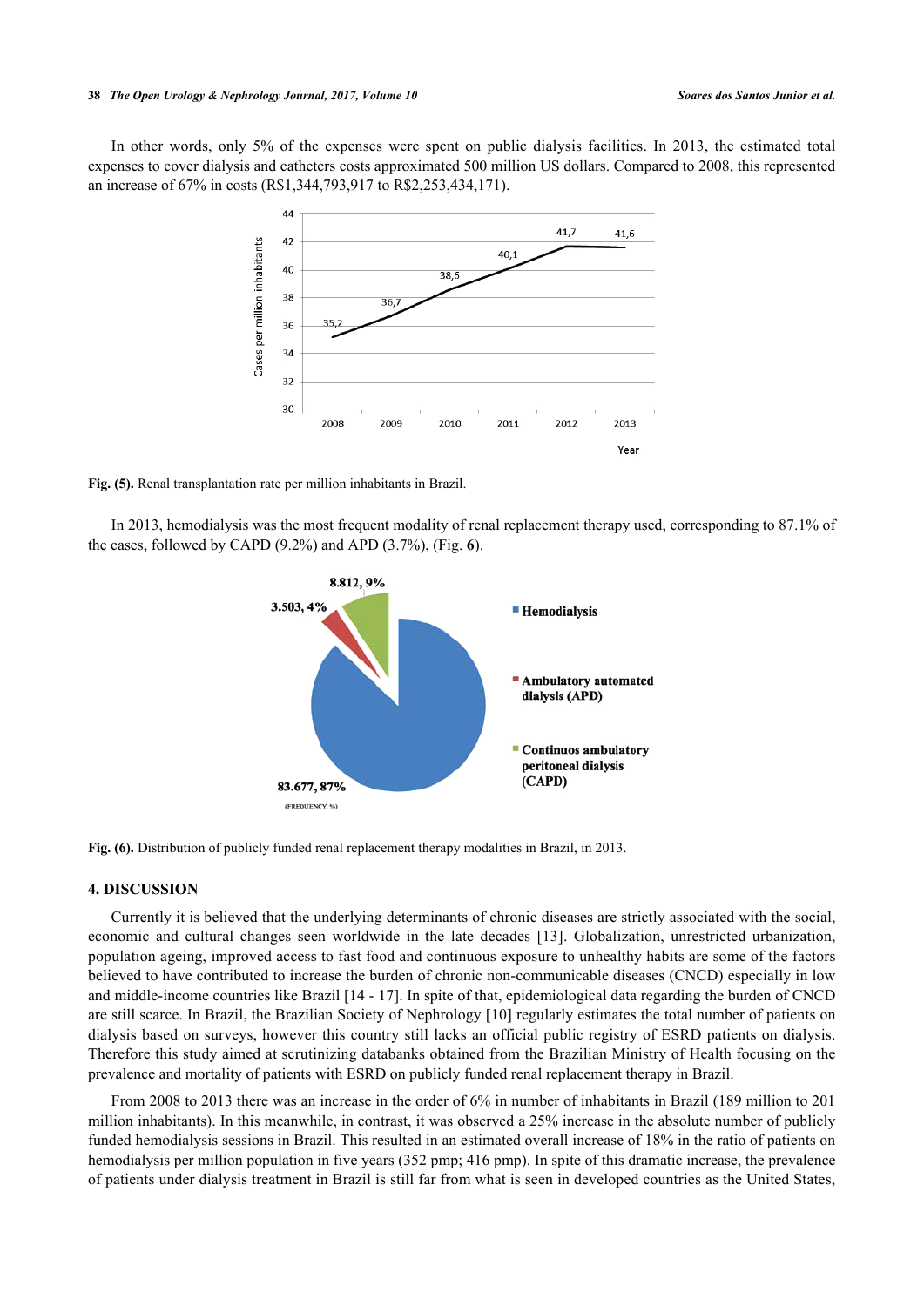In other words, only 5% of the expenses were spent on public dialysis facilities. In 2013, the estimated total expenses to cover dialysis and catheters costs approximated 500 million US dollars. Compared to 2008, this represented an increase of 67% in costs (R$1,344,793,917 to R$2,253,434,171).

**Fig. (5).** Renal transplantation rate per million inhabitants in Brazil.

In 2013, hemodialysis was the most frequent modality of renal replacement therapy used, corresponding to 87.1% of the cases, followed by CAPD (9.2%) and APD (3.7%), (Fig. **6**).

**Fig. (6).** Distribution of publicly funded renal replacement therapy modalities in Brazil, in 2013.

## 4. DISCUSSION

Currently it is believed that the underlying determinants of chronic diseases are strictly associated with the social, economic and cultural changes seen worldwide in the late decades [13]. Globalization, unrestricted urbanization, population ageing, improved access to fast food and continuous exposure to unhealthy habits are some of the factors believed to have contributed to increase the burden of chronic non-communicable diseases (CNCD) especially in low and middle-income countries like Brazil [14 - 17]. In spite of that, epidemiological data regarding the burden of CNCD are still scarce. In Brazil, the Brazilian Society of Nephrology [10] regularly estimates the total number of patients on dialysis based on surveys, however this country still lacks an official public registry of ESRD patients on dialysis. Therefore this study aimed at scrutinizing databanks obtained from the Brazilian Ministry of Health focusing on the prevalence and mortality of patients with ESRD on publicly funded renal replacement therapy in Brazil.

From 2008 to 2013 there was an increase in the order of 6% in number of inhabitants in Brazil (189 million to 201 million inhabitants). In this meanwhile, in contrast, it was observed a 25% increase in the absolute number of publicly funded hemodialysis sessions in Brazil. This resulted in an estimated overall increase of 18% in the ratio of patients on hemodialysis per million population in five years (352 pmp; 416 pmp). In spite of this dramatic increase, the prevalence of patients under dialysis treatment in Brazil is still far from what is seen in developed countries as the United States,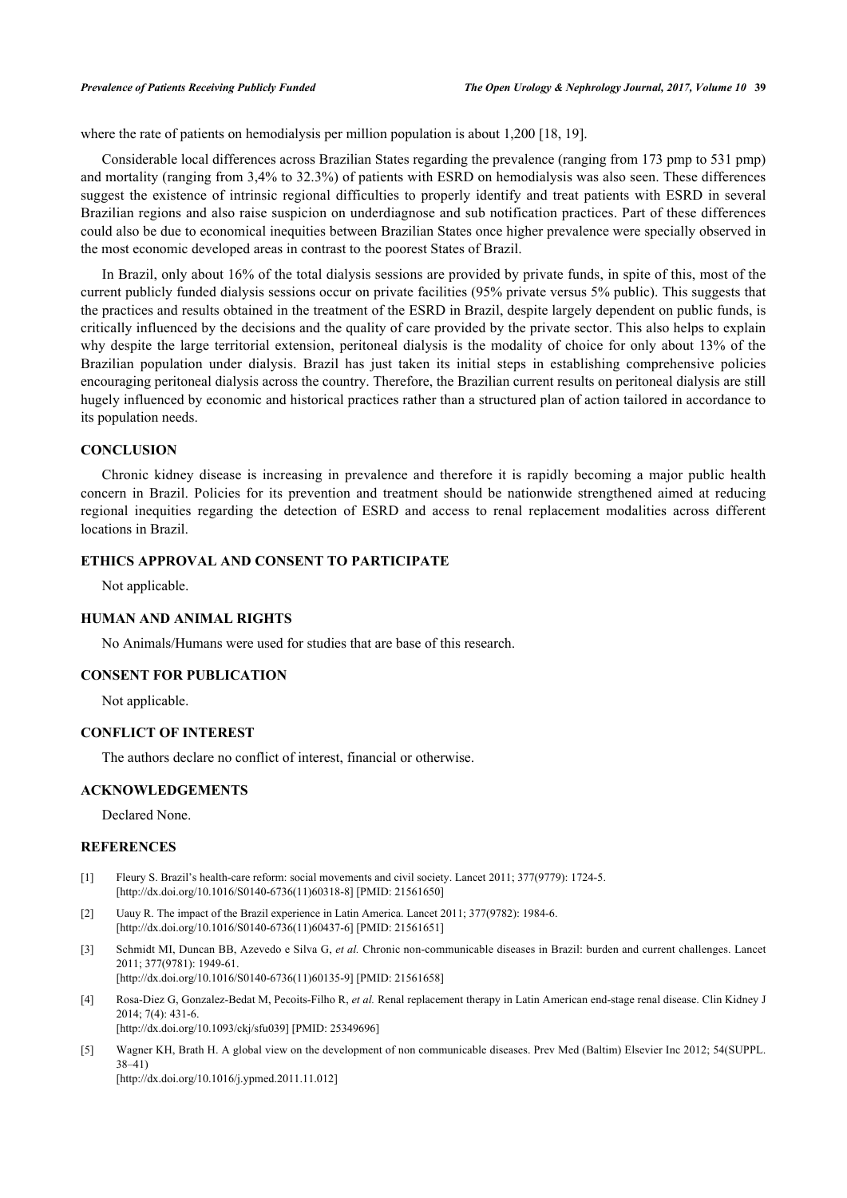where the rate of patients on hemodialysis per million population is about 1,200 [18, 19].

Considerable local differences across Brazilian States regarding the prevalence (ranging from 173 pmp to 531 pmp) and mortality (ranging from 3,4% to 32.3%) of patients with ESRD on hemodialysis was also seen. These differences suggest the existence of intrinsic regional difficulties to properly identify and treat patients with ESRD in several Brazilian regions and also raise suspicion on underdiagnose and sub notification practices. Part of these differences could also be due to economical inequities between Brazilian States once higher prevalence were specially observed in the most economic developed areas in contrast to the poorest States of Brazil.

In Brazil, only about 16% of the total dialysis sessions are provided by private funds, in spite of this, most of the current publicly funded dialysis sessions occur on private facilities (95% private versus 5% public). This suggests that the practices and results obtained in the treatment of the ESRD in Brazil, despite largely dependent on public funds, is critically influenced by the decisions and the quality of care provided by the private sector. This also helps to explain why despite the large territorial extension, peritoneal dialysis is the modality of choice for only about 13% of the Brazilian population under dialysis. Brazil has just taken its initial steps in establishing comprehensive policies encouraging peritoneal dialysis across the country. Therefore, the Brazilian current results on peritoneal dialysis are still hugely influenced by economic and historical practices rather than a structured plan of action tailored in accordance to its population needs.

## CONCLUSION

Chronic kidney disease is increasing in prevalence and therefore it is rapidly becoming a major public health concern in Brazil. Policies for its prevention and treatment should be nationwide strengthened aimed at reducing regional inequities regarding the detection of ESRD and access to renal replacement modalities across different locations in Brazil.

## ETHICS APPROVAL AND CONSENT TO PARTICIPATE

Not applicable.

## HUMAN AND ANIMAL RIGHTS

No Animals/Humans were used for studies that are base of this research.

## CONSENT FOR PUBLICATION

Not applicable.

## CONFLICT OF INTEREST

The authors declare no conflict of interest, financial or otherwise.

## ACKNOWLEDGEMENTS

Declared None.

## REFERENCES

[1] Fleury S. Brazil's health-care reform: social movements and civil society. Lancet 2011; 377(9779): 1724-5. [http://dx.doi.org/10.1016/S0140-6736(11)60318-8] [PMID: 21561650]

[2] Uauy R. The impact of the Brazil experience in Latin America. Lancet 2011; 377(9782): 1984-6. [http://dx.doi.org/10.1016/S0140-6736(11)60437-6] [PMID: 21561651]

[3] Schmidt MI, Duncan BB, Azevedo e Silva G, *et al.* Chronic non-communicable diseases in Brazil: burden and current challenges. Lancet 2011; 377(9781): 1949-61. [http://dx.doi.org/10.1016/S0140-6736(11)60135-9] [PMID: 21561658]

[4] Rosa-Diez G, Gonzalez-Bedat M, Pecoits-Filho R, *et al.* Renal replacement therapy in Latin American end-stage renal disease. Clin Kidney J 2014; 7(4): 431-6. [http://dx.doi.org/10.1093/ckj/sfu039] [PMID: 25349696]

[5] Wagner KH, Brath H. A global view on the development of non communicable diseases. Prev Med (Baltim) Elsevier Inc 2012; 54(SUPPL. 38–41) [http://dx.doi.org/10.1016/j.ypmed.2011.11.012]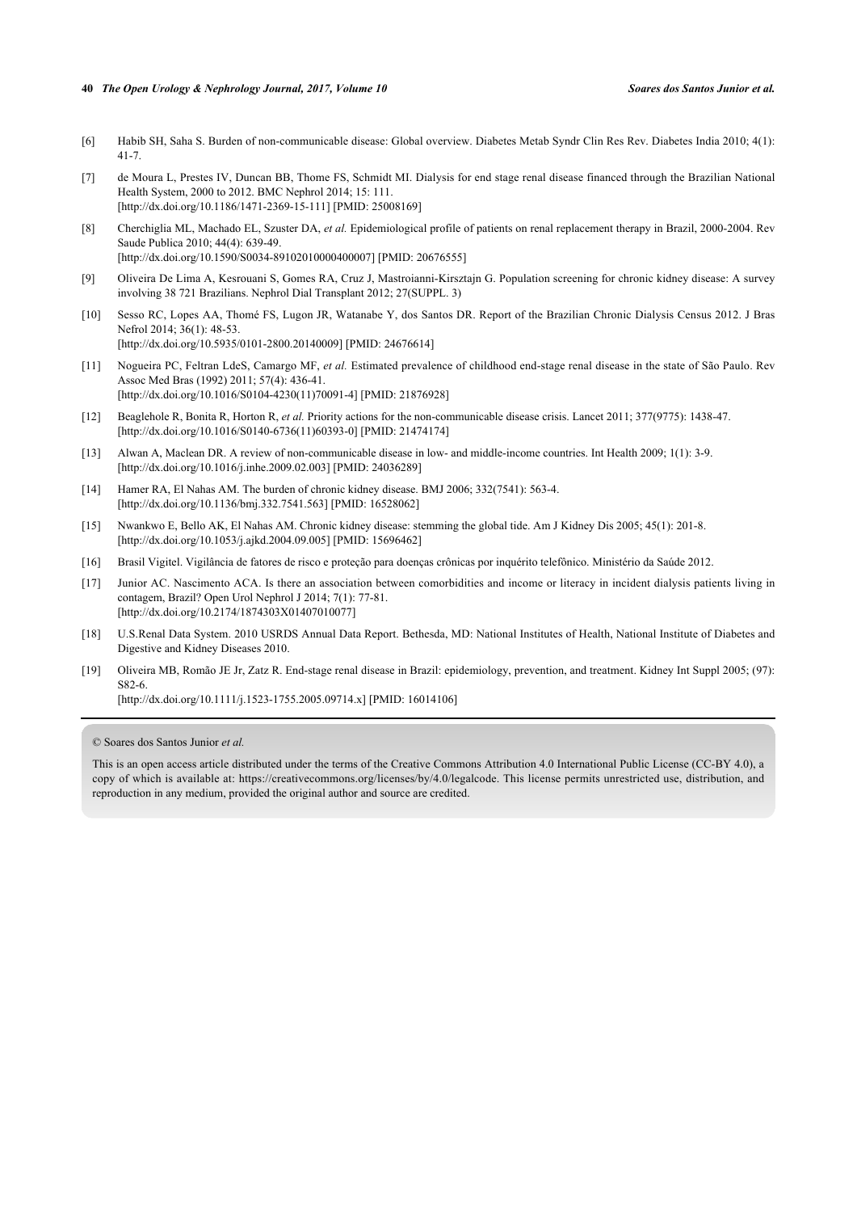[6] Habib SH, Saha S. Burden of non-communicable disease: Global overview. Diabetes Metab Syndr Clin Res Rev. Diabetes India 2010; 4(1): 41-7.

[7] de Moura L, Prestes IV, Duncan BB, Thome FS, Schmidt MI. Dialysis for end stage renal disease financed through the Brazilian National Health System, 2000 to 2012. BMC Nephrol 2014; 15: 111. [http://dx.doi.org/10.1186/1471-2369-15-111] [PMID: 25008169]

[8] Cherchiglia ML, Machado EL, Szuster DA, *et al.* Epidemiological profile of patients on renal replacement therapy in Brazil, 2000-2004. Rev Saude Publica 2010; 44(4): 639-49. [http://dx.doi.org/10.1590/S0034-89102010000400007] [PMID: 20676555]

[9] Oliveira De Lima A, Kesrouani S, Gomes RA, Cruz J, Mastroianni-Kirsztajn G. Population screening for chronic kidney disease: A survey involving 38 721 Brazilians. Nephrol Dial Transplant 2012; 27(SUPPL. 3)

[10] Sesso RC, Lopes AA, Thomé FS, Lugon JR, Watanabe Y, dos Santos DR. Report of the Brazilian Chronic Dialysis Census 2012. J Bras Nefrol 2014; 36(1): 48-53. [http://dx.doi.org/10.5935/0101-2800.20140009] [PMID: 24676614]

[11] Nogueira PC, Feltran LdeS, Camargo MF, *et al.* Estimated prevalence of childhood end-stage renal disease in the state of São Paulo. Rev Assoc Med Bras (1992) 2011; 57(4): 436-41. [http://dx.doi.org/10.1016/S0104-4230(11)70091-4] [PMID: 21876928]

[12] Beaglehole R, Bonita R, Horton R, *et al.* Priority actions for the non-communicable disease crisis. Lancet 2011; 377(9775): 1438-47. [http://dx.doi.org/10.1016/S0140-6736(11)60393-0] [PMID: 21474174]

[13] Alwan A, Maclean DR. A review of non-communicable disease in low- and middle-income countries. Int Health 2009; 1(1): 3-9. [http://dx.doi.org/10.1016/j.inhe.2009.02.003] [PMID: 24036289]

[14] Hamer RA, El Nahas AM. The burden of chronic kidney disease. BMJ 2006; 332(7541): 563-4. [http://dx.doi.org/10.1136/bmj.332.7541.563] [PMID: 16528062]

[15] Nwankwo E, Bello AK, El Nahas AM. Chronic kidney disease: stemming the global tide. Am J Kidney Dis 2005; 45(1): 201-8. [http://dx.doi.org/10.1053/j.ajkd.2004.09.005] [PMID: 15696462]

[16] Brasil Vigitel. Vigilância de fatores de risco e proteção para doenças crônicas por inquérito telefônico. Ministério da Saúde 2012.

[17] Junior AC. Nascimento ACA. Is there an association between comorbidities and income or literacy in incident dialysis patients living in contagem, Brazil? Open Urol Nephrol J 2014; 7(1): 77-81. [http://dx.doi.org/10.2174/1874303X01407010077]

[18] U.S.Renal Data System. 2010 USRDS Annual Data Report. Bethesda, MD: National Institutes of Health, National Institute of Diabetes and Digestive and Kidney Diseases 2010.

[19] Oliveira MB, Romão JE Jr, Zatz R. End-stage renal disease in Brazil: epidemiology, prevention, and treatment. Kidney Int Suppl 2005; (97): S82-6. [http://dx.doi.org/10.1111/j.1523-1755.2005.09714.x] [PMID: 16014106]

© Soares dos Santos Junior *et al.*

This is an open access article distributed under the terms of the Creative Commons Attribution 4.0 International Public License (CC-BY 4.0), a copy of which is available at: https://creativecommons.org/licenses/by/4.0/legalcode. This license permits unrestricted use, distribution, and reproduction in any medium, provided the original author and source are credited.